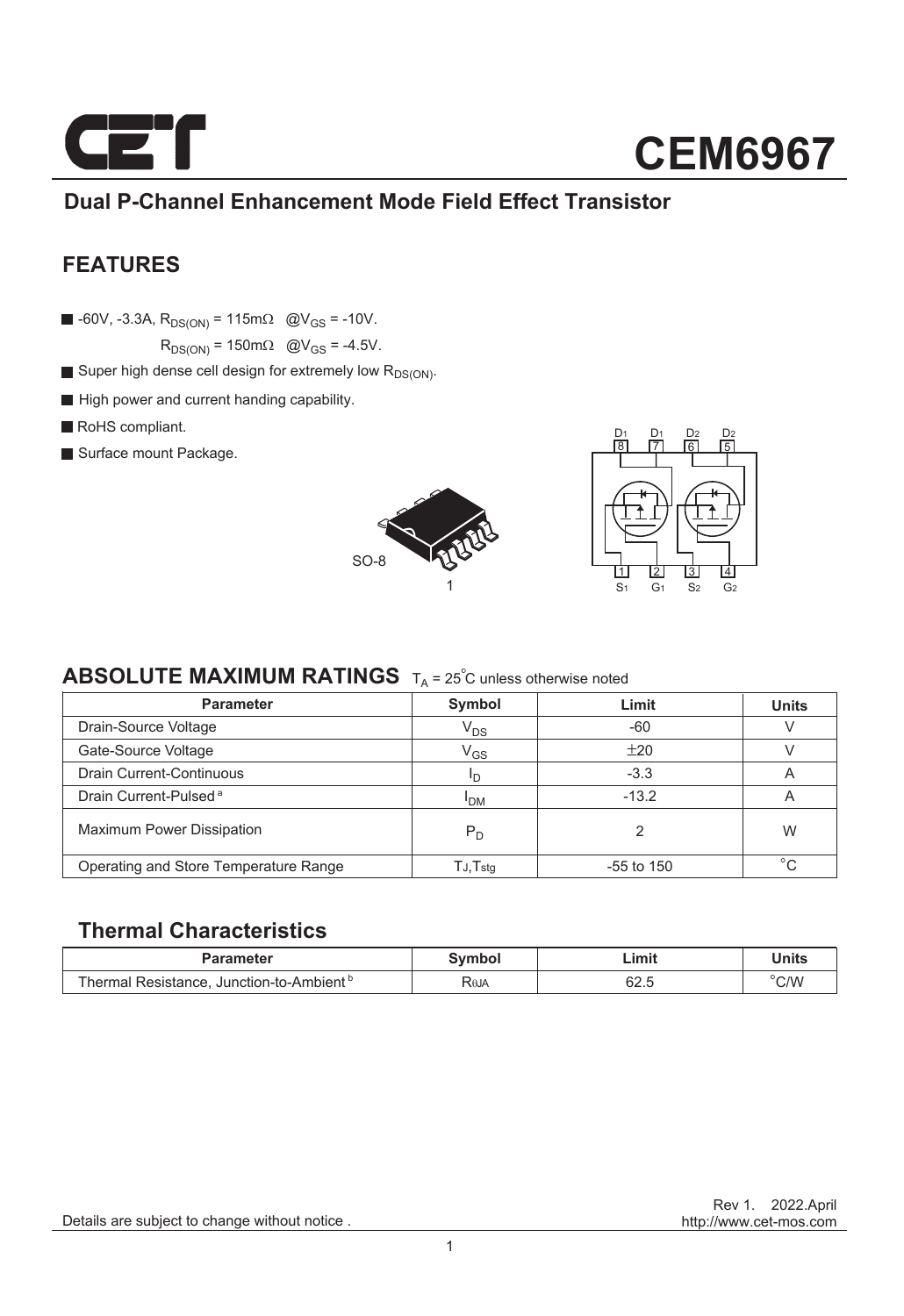# CEM6967

## Dual P-Channel Enhancement Mode Field Effect Transistor

## FEATURES

- -60V, -3.3A, $R_{DS(ON)}$ = 115mΩ @$V_{GS}$ = -10V.
  $R_{DS(ON)}$ = 150mΩ @$V_{GS}$ = -4.5V.
- Super high dense cell design for extremely low $R_{DS(ON)}$.
- High power and current handing capability.
- RoHS compliant.
- Surface mount Package.

SO-8

D1 D1 D2 D2
8 7 6 5
1 2 3 4
S1 G1 S2 G2

## ABSOLUTE MAXIMUM RATINGS $T_A$ = 25°C unless otherwise noted

| Parameter | Symbol | Limit | Units |
|---|---|---|---|
| Drain-Source Voltage | $V_{DS}$ | -60 | V |
| Gate-Source Voltage | $V_{GS}$ | ±20 | V |
| Drain Current-Continuous | $I_D$ | -3.3 | A |
| Drain Current-Pulsed [a] | $I_{DM}$ | -13.2 | A |
| Maximum Power Dissipation | $P_D$ | 2 | W |
| Operating and Store Temperature Range | $T_J$,$T_{stg}$ | -55 to 150 | °C |

## Thermal Characteristics

| Parameter | Symbol | Limit | Units |
|---|---|---|---|
| Thermal Resistance, Junction-to-Ambient [b] | $R_{\theta JA}$ | 62.5 | °C/W |

Rev 1. 2022.April
http://www.cet-mos.com

Details are subject to change without notice .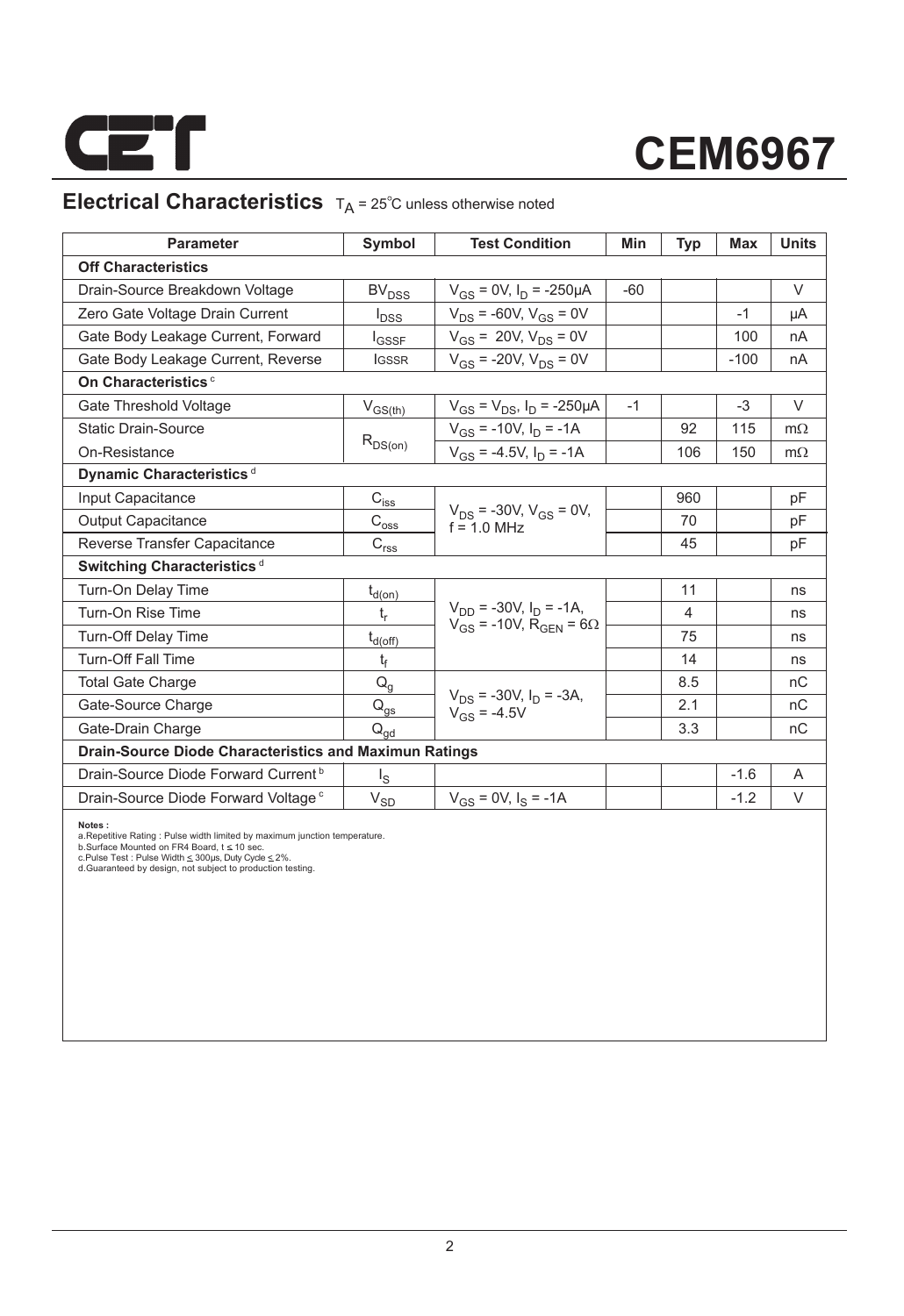CEM6967

## Electrical Characteristics $T_A = 25^{\circ}C$ unless otherwise noted

| Parameter | Symbol | Test Condition | Min | Typ | Max | Units |
|---|---|---|---|---|---|---|
| **Off Characteristics** | | | | | | |
| Drain-Source Breakdown Voltage | $BV_{DSS}$ | $V_{GS}$ = 0V, $I_D$ = -250µA | -60 | | | V |
| Zero Gate Voltage Drain Current | $I_{DSS}$ | $V_{DS}$ = -60V, $V_{GS}$ = 0V | | | -1 | µA |
| Gate Body Leakage Current, Forward | $I_{GSSF}$ | $V_{GS}$ = 20V, $V_{DS}$ = 0V | | | 100 | nA |
| Gate Body Leakage Current, Reverse | $I_{GSSR}$ | $V_{GS}$ = -20V, $V_{DS}$ = 0V | | | -100 | nA |
| **On Characteristics** [c] | | | | | | |
| Gate Threshold Voltage | $V_{GS(th)}$ | $V_{GS}$ = $V_{DS}$, $I_D$ = -250µA | -1 | | -3 | V |
| Static Drain-Source On-Resistance | $R_{DS(on)}$ | $V_{GS}$ = -10V, $I_D$ = -1A | | 92 | 115 | mΩ |
| | | $V_{GS}$ = -4.5V, $I_D$ = -1A | | 106 | 150 | mΩ |
| **Dynamic Characteristics** [d] | | | | | | |
| Input Capacitance | $C_{iss}$ | $V_{DS}$ = -30V, $V_{GS}$ = 0V, f = 1.0 MHz | | 960 | | pF |
| Output Capacitance | $C_{oss}$ | | | 70 | | pF |
| Reverse Transfer Capacitance | $C_{rss}$ | | | 45 | | pF |
| **Switching Characteristics** [d] | | | | | | |
| Turn-On Delay Time | $t_{d(on)}$ | $V_{DD}$ = -30V, $I_D$ = -1A, $V_{GS}$ = -10V, $R_{GEN}$ = 6Ω | | 11 | | ns |
| Turn-On Rise Time | $t_r$ | | | 4 | | ns |
| Turn-Off Delay Time | $t_{d(off)}$ | | | 75 | | ns |
| Turn-Off Fall Time | $t_f$ | | | 14 | | ns |
| Total Gate Charge | $Q_g$ | $V_{DS}$ = -30V, $I_D$ = -3A, $V_{GS}$ = -4.5V | | 8.5 | | nC |
| Gate-Source Charge | $Q_{gs}$ | | | 2.1 | | nC |
| Gate-Drain Charge | $Q_{gd}$ | | | 3.3 | | nC |
| **Drain-Source Diode Characteristics and Maximun Ratings** | | | | | | |
| Drain-Source Diode Forward Current [b] | $I_S$ | | | | -1.6 | A |
| Drain-Source Diode Forward Voltage [c] | $V_{SD}$ | $V_{GS}$ = 0V, $I_S$ = -1A | | | -1.2 | V |

**Notes :**
a.Repetitive Rating : Pulse width limited by maximum junction temperature.
b.Surface Mounted on FR4 Board, t ≤ 10 sec.
c.Pulse Test : Pulse Width ≤ 300µs, Duty Cycle ≤ 2%.
d.Guaranteed by design, not subject to production testing.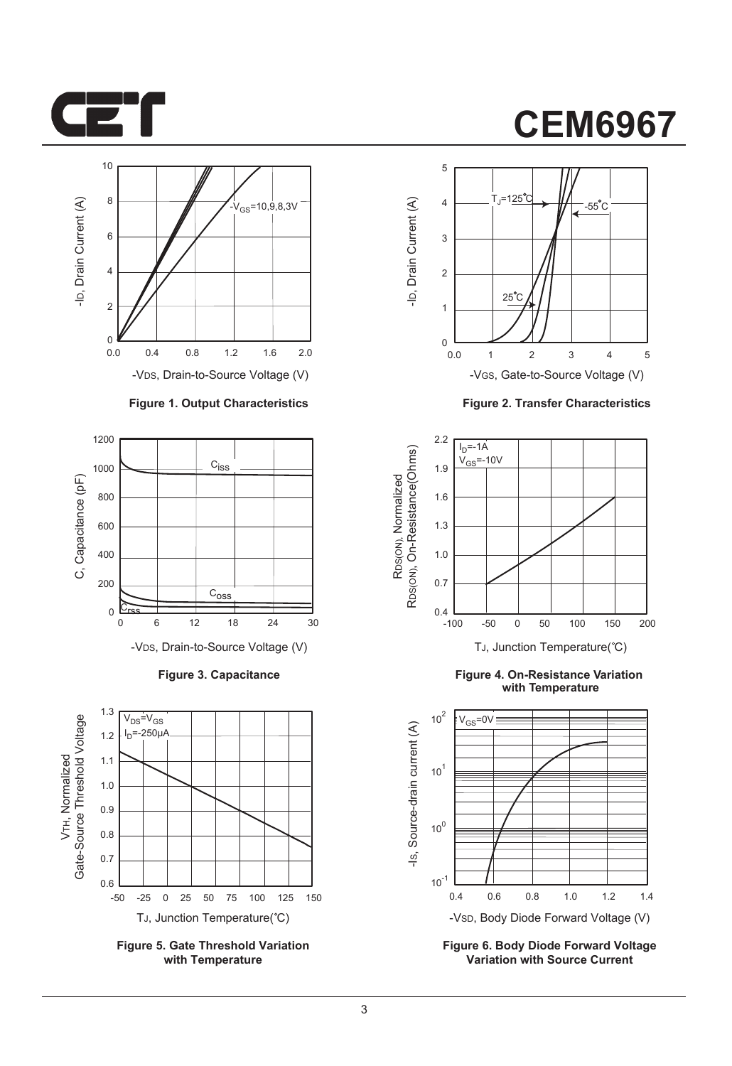**Figure 1. Output Characteristics**

**Figure 2. Transfer Characteristics**

**Figure 3. Capacitance**

**Figure 4. On-Resistance Variation with Temperature**

**Figure 5. Gate Threshold Variation with Temperature**

**Figure 6. Body Diode Forward Voltage Variation with Source Current**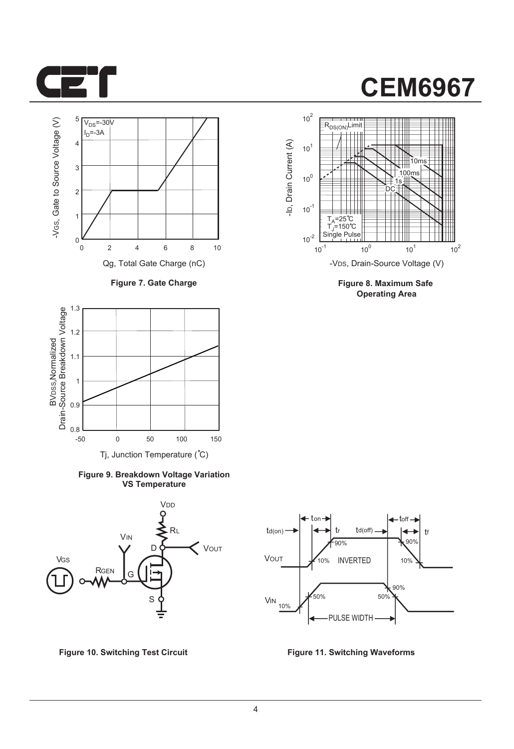# CEM6967

Figure 7. Gate Charge

Figure 8. Maximum Safe Operating Area

Figure 9. Breakdown Voltage Variation VS Temperature

Figure 10. Switching Test Circuit

Figure 11. Switching Waveforms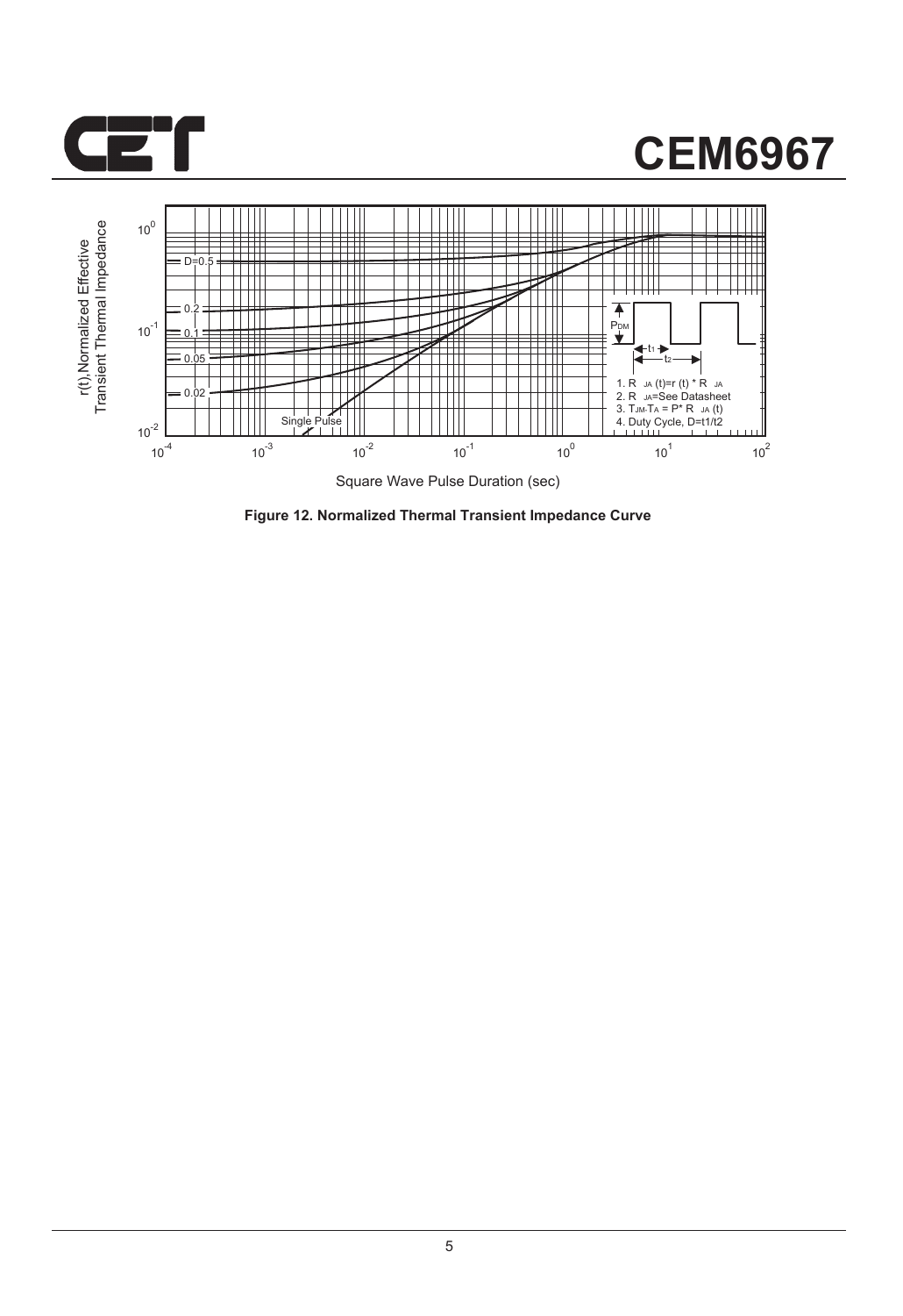# CEM6967

r(t),Normalized Effective
Transient Thermal Impedance

$10^0$

$10^{-1}$

$10^{-2}$

$10^{-4}$ $10^{-3}$ $10^{-2}$ $10^{-1}$ $10^0$ $10^1$ $10^2$

D=0.5

0.2

0.1

0.05

0.02

Single Pulse

$P_{DM}$

$t_1$

$t_2$

1. $R_{\theta JA}(t)=r(t) * R_{\theta JA}$
2. $R_{\theta JA}$=See Datasheet
3. $T_{JM}$-$T_A$ = P* $R_{\theta JA}(t)$
4. Duty Cycle, D=t1/t2

Square Wave Pulse Duration (sec)

**Figure 12. Normalized Thermal Transient Impedance Curve**